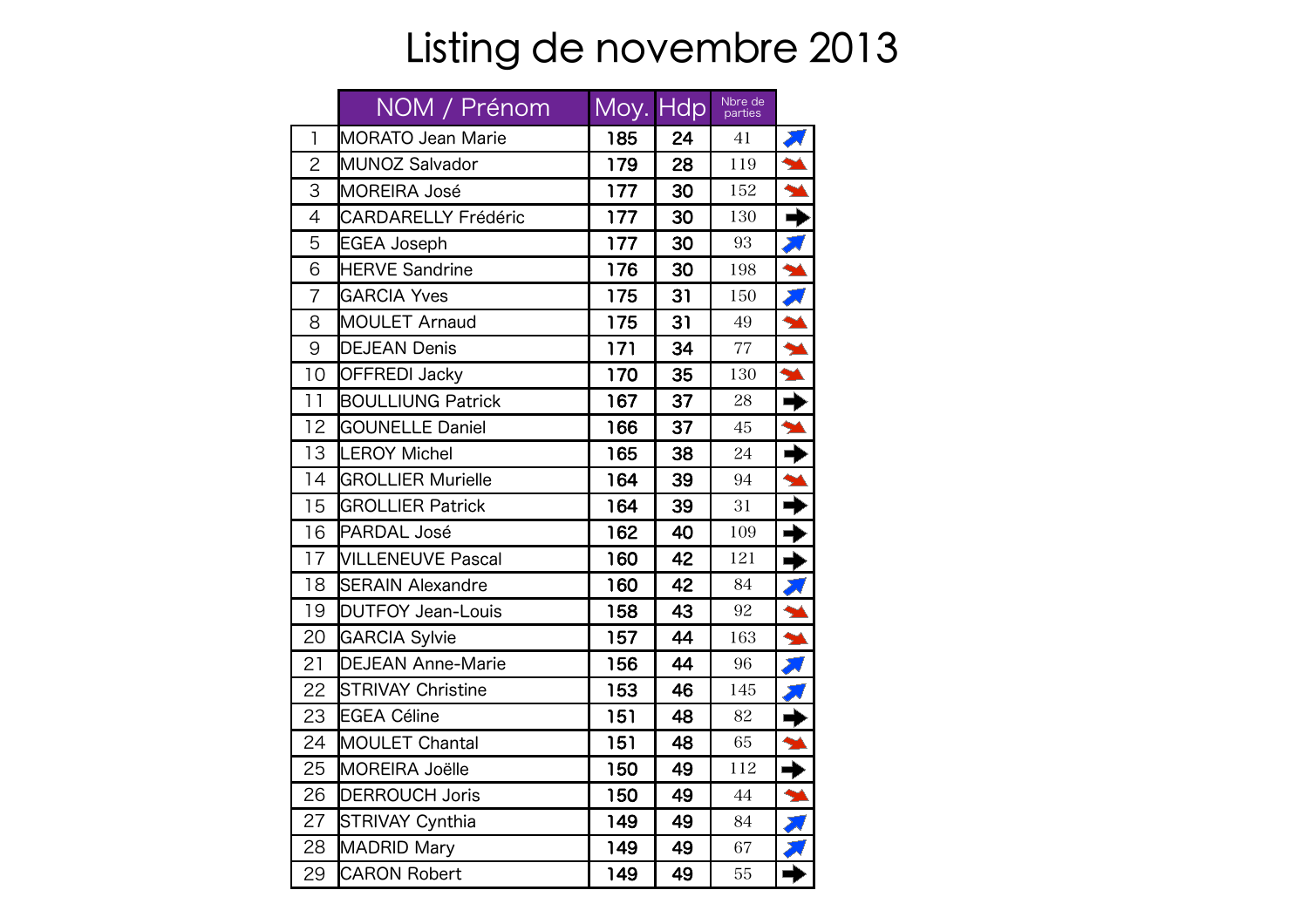# Listing de novembre 2013

| | NOM / Prénom | Moy. | Hdp | Nbre de parties | |
|---|---|---|---|---|---|
| 1 | MORATO Jean Marie | 185 | 24 | 41 | ↗ |
| 2 | MUNOZ Salvador | 179 | 28 | 119 | ↘ |
| 3 | MOREIRA José | 177 | 30 | 152 | ↘ |
| 4 | CARDARELLY Frédéric | 177 | 30 | 130 | → |
| 5 | EGEA Joseph | 177 | 30 | 93 | ↗ |
| 6 | HERVE Sandrine | 176 | 30 | 198 | ↘ |
| 7 | GARCIA Yves | 175 | 31 | 150 | ↗ |
| 8 | MOULET Arnaud | 175 | 31 | 49 | ↘ |
| 9 | DEJEAN Denis | 171 | 34 | 77 | ↘ |
| 10 | OFFREDI Jacky | 170 | 35 | 130 | ↘ |
| 11 | BOULLIUNG Patrick | 167 | 37 | 28 | → |
| 12 | GOUNELLE Daniel | 166 | 37 | 45 | ↘ |
| 13 | LEROY Michel | 165 | 38 | 24 | → |
| 14 | GROLLIER Murielle | 164 | 39 | 94 | ↘ |
| 15 | GROLLIER Patrick | 164 | 39 | 31 | → |
| 16 | PARDAL José | 162 | 40 | 109 | → |
| 17 | VILLENEUVE Pascal | 160 | 42 | 121 | → |
| 18 | SERAIN Alexandre | 160 | 42 | 84 | ↗ |
| 19 | DUTFOY Jean-Louis | 158 | 43 | 92 | ↘ |
| 20 | GARCIA Sylvie | 157 | 44 | 163 | ↘ |
| 21 | DEJEAN Anne-Marie | 156 | 44 | 96 | ↗ |
| 22 | STRIVAY Christine | 153 | 46 | 145 | ↗ |
| 23 | EGEA Céline | 151 | 48 | 82 | → |
| 24 | MOULET Chantal | 151 | 48 | 65 | ↘ |
| 25 | MOREIRA Joëlle | 150 | 49 | 112 | → |
| 26 | DERROUCH Joris | 150 | 49 | 44 | ↘ |
| 27 | STRIVAY Cynthia | 149 | 49 | 84 | ↗ |
| 28 | MADRID Mary | 149 | 49 | 67 | ↗ |
| 29 | CARON Robert | 149 | 49 | 55 | → |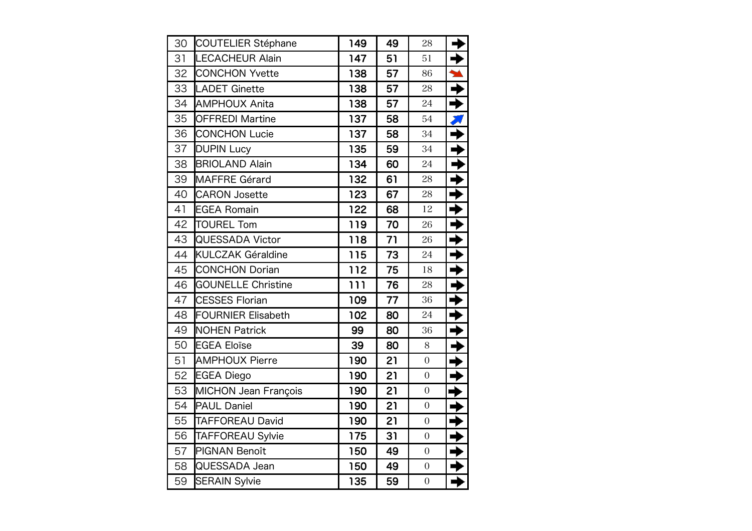| | | | | | |
|---|---|---|---|---|---|
| 30 | COUTELIER Stéphane | 149 | 49 | 28 | → |
| 31 | LECACHEUR Alain | 147 | 51 | 51 | → |
| 32 | CONCHON Yvette | 138 | 57 | 86 | ↘ |
| 33 | LADET Ginette | 138 | 57 | 28 | → |
| 34 | AMPHOUX Anita | 138 | 57 | 24 | → |
| 35 | OFFREDI Martine | 137 | 58 | 54 | ↗ |
| 36 | CONCHON Lucie | 137 | 58 | 34 | → |
| 37 | DUPIN Lucy | 135 | 59 | 34 | → |
| 38 | BRIOLAND Alain | 134 | 60 | 24 | → |
| 39 | MAFFRE Gérard | 132 | 61 | 28 | → |
| 40 | CARON Josette | 123 | 67 | 28 | → |
| 41 | EGEA Romain | 122 | 68 | 12 | → |
| 42 | TOUREL Tom | 119 | 70 | 26 | → |
| 43 | QUESSADA Victor | 118 | 71 | 26 | → |
| 44 | KULCZAK Géraldine | 115 | 73 | 24 | → |
| 45 | CONCHON Dorian | 112 | 75 | 18 | → |
| 46 | GOUNELLE Christine | 111 | 76 | 28 | → |
| 47 | CESSES Florian | 109 | 77 | 36 | → |
| 48 | FOURNIER Elisabeth | 102 | 80 | 24 | → |
| 49 | NOHEN Patrick | 99 | 80 | 36 | → |
| 50 | EGEA Eloïse | 39 | 80 | 8 | → |
| 51 | AMPHOUX Pierre | 190 | 21 | 0 | → |
| 52 | EGEA Diego | 190 | 21 | 0 | → |
| 53 | MICHON Jean François | 190 | 21 | 0 | → |
| 54 | PAUL Daniel | 190 | 21 | 0 | → |
| 55 | TAFFOREAU David | 190 | 21 | 0 | → |
| 56 | TAFFOREAU Sylvie | 175 | 31 | 0 | → |
| 57 | PIGNAN Benoît | 150 | 49 | 0 | → |
| 58 | QUESSADA Jean | 150 | 49 | 0 | → |
| 59 | SERAIN Sylvie | 135 | 59 | 0 | → |